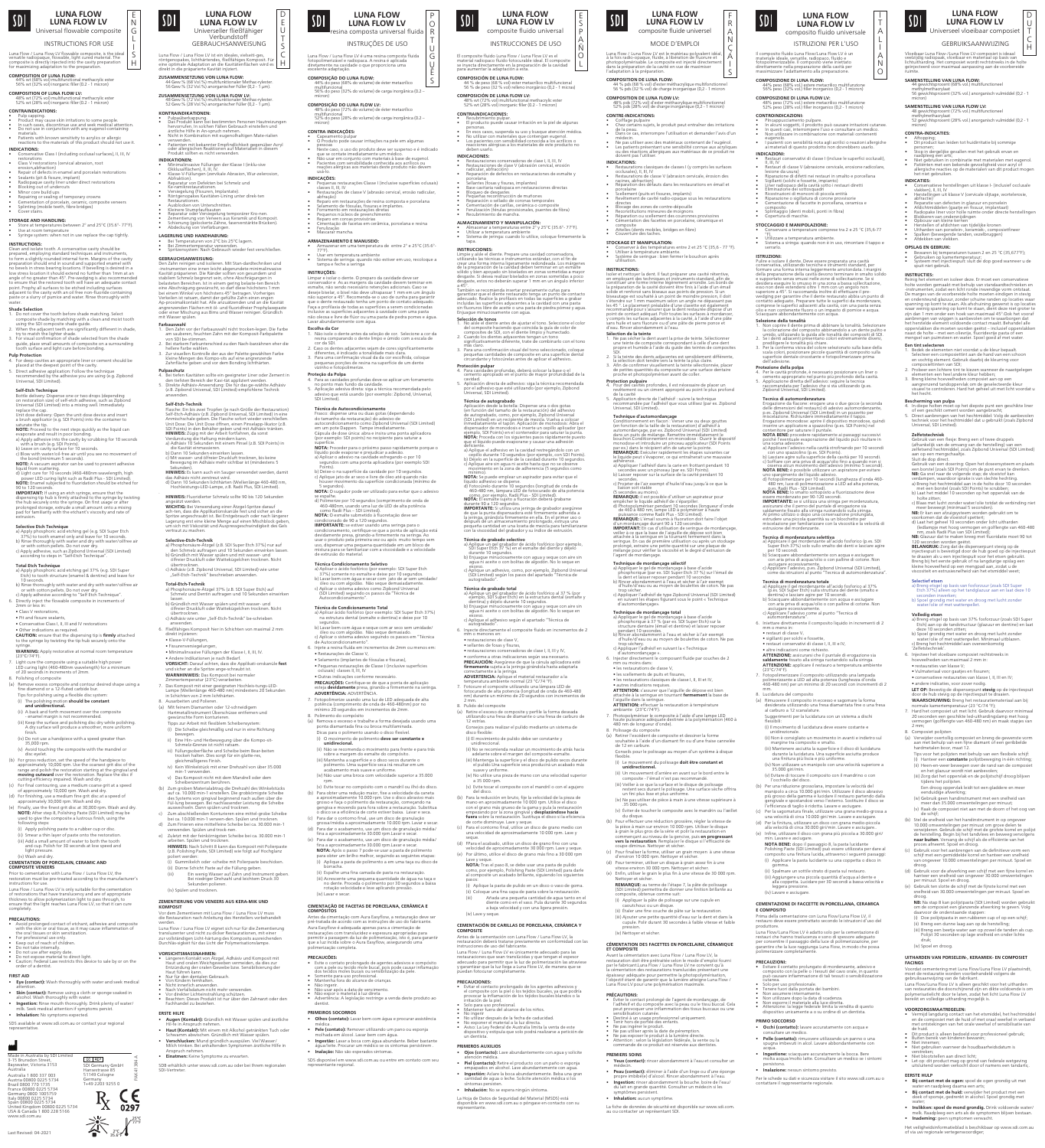# LUNA FLOW
# LUNA FLOW LV

## Universal flowable composite

### INSTRUCTIONS FOR USE

Luna Flow / Luna Flow LV flowable composite, is the ideal versatile radiopaque, flowable, light cured material. The composite is directly injected into the cavity preparation for maximizing adaptation to the preparation.

**COMPOSITION OF LUNA FLOW:**
44% wt (68% vol) multifunctional methacrylic ester
56% wt (32% vol) inorganic filler (0.2 - 1 micron)

**COMPOSITION OF LUNA FLOW LV:**
48% wt (72% vol) multifunctional methacrylic ester
52% wt (28% vol) inorganic filler (0.2 - 1 micron)

**CONTRAINDICATIONS:**
- Pulp capping.
- Product may cause skin irritations to some people. In such cases, discontinue use and seek medical attention.
- Do not use in conjunction with any eugenol-containing materials.
- Patients with known sensitivity to acrylics or allergic reactions to the materials of this product should not use it.

**INDICATIONS:**
- Conservative Class I (including occlusal surfaces), II, III, IV restorations
- Class V restorations (cervical abrasion, root erosion, abfraction)
- Repair of defects in enamel and porcelain restorations
- Sealants (pit & fissure, implant)
- Radiopaque lining under direct restorations
- Blocking out of undercuts
- Minor incisal build-ups
- Repairing or sealing of temporary crowns
- Cementation of porcelain, ceramic, composite veneers
- Splinting (mobile teeth, fibre bridges)
- Cover stains.

**STORAGE AND HANDLING:**
- Store at temperatures between 2° and 25°C (35.6° - 77°F).
- Use at room temperature.
- Syringe system: when not in use replace the cap tightly.

**INSTRUCTIONS:**
Clean and isolate tooth. A conservative cavity should be prepared, employing standard techniques and instruments, to form a slightly rounded internal form. Margins of the cavity preparation should end in sound and supported enamel with no bevels in stress bearing locations. If bevelling is desired in a low stress location it should extend no further than 1mm at an angle of no greater than 45°. Pre-wedging is also recommended to ensure that the restored tooth will have an adequate contact point. Prophy all surfaces to be etched including surfaces adjacent to the cavity with an oil and non fluoride-containing paste or a slurry of pumice and water. Rinse thoroughly with water.

**Shade Selection**
1. Do not cover the tooth before shade matching. Select composite shade by matching with a clean and moist tooth using the SDI composite shade guide.
2. When the adjacent teeth are significantly different in shade, try to match the lighter shade.
3. For visual confirmation of shade selected from the shade guide, place small amounts of composite on a corresponding tooth surface and light cure before bonding.

**Pulp Protection**
4. For deep cavities an appropriate liner or cement should be placed at the deepest point of the cavity.
5. Direct adhesive application: Follow the technique recommended by the adhesive you are using (e.g. Zipbond Universal, SDI Limited).

**Self-Etch Technique**
Bottle delivery: Dispense one or two drops (depending on restoration size) of self-etch adhesive, such as Zipbond Universal (SDI Limited) into a mixing well. Immediately replace the cap.
Unit dose delivery: Open the unit dose and insert a brush applicator (e.g. SDI Points) into the container to saturate the tip.
**NOTE:** Proceed to the next steps quickly as the liquid can evaporate and result in poor bonding.
a) Apply adhesive into the cavity by scrubbing for 10 seconds with a brush (e.g. SDI Points).
b) Keep the cavity surface for 10 seconds.
c) Blow with water/oil-free air until you see no movement of the bond (minimum 5 seconds).
**NOTE:** A vacuum aspirator can be used to prevent adhesive liquid from scattering.
d) Light cure for 10 seconds (460-480nm wavelength, high power LED curing light such as Radii Plus - SDI Limited).
**NOTE:** Enamel subjected to fluoridation should be etched for 10 to 120 seconds.
**IMPORTANT:** When using an etch syringe, ensure that the dispensing tip is firmly attached to the syringe by twisting the hub securely onto syringe. On first usage or after prolonged storage, extrude a small amount onto a mixing pad to familiarity with the etchant's viscosity and rate of extrusion.

**Selective Etch Technique**
a) Apply phosphoric acid etching gel (e.g. SDI Super Etch 37%) to enamel only and leave for 10 seconds.
b) Rinse thoroughly with water and dry with water/oil free air or with cotton pellets. Do not over dry.
c) Apply adhesive, such as Zipbond Universal (SDI Limited) according to steps in "Self-Etch Technique".

**Total Etch Technique**
a) Apply phosphoric acid etching gel 37% (e.g. SDI Super Etch) to tooth structure (enamel & dentine) and leave for 10 seconds.
b) Rinse thoroughly with water and dry with water/oil free air or with cotton pellets. Do not over dry.
c) Apply adhesive according to "Self-Etch Technique".

6. Directly inject the flowable composite in increments of 2mm or less in:
   - Class V restorations,
   - Pits and fissure sealants
   - Conservative Class I, II, III and IV restorations
   - Other indications as required.

**CAUTION:** ensure that the dispensing tip is firmly attached to the syringe by twisting the tip hub securely onto the syringe.
**WARNING:** Apply restorative at normal room temperature (23°C/74°F).

7. Light cure the composite using a suitable high power LED curing light (460-480nm wavelength) for a minimum of 20 seconds in increments of 2mm.
8. Polishing of composite
   (a) Remove excess composite and contour desired shape using a fine diamond or a 12-fluted carbide bur.
   Tips for polishing using a flexible disc system:
   (i) The polishing motion **should be constant and unidirectional**.
   (ii) A back and forth movement over the composite enamel margin is not recommended.
   (iii) Keep the surface and polishing disc dry while polishing. A dry surface will produce a smoother, more uniform finish.
   (iv) Do not use a handpiece with a speed greater than 35,000 rpm.
   (v) Avoid touching the composite with the mandrel or disc edges.
   (b) For gross reduction, set the speed of the handpiece to approximately 10,000 rpm. Use the coarsest grit disc of the range and polish the restoration starting at the gingival and **moving outward** over the restoration. Replace the disc if cutting efficiency impaired. Wash and dry.
   (c) For final contouring, use a medium coarse grit at a speed of approximately 10,000 rpm. Wash and dry.
   (d) For finishing, use a medium fine grit disc at a speed of approximately 30,000 rpm. Wash and dry.
   (e) Finally, use the finest grit disc at 30,000 rpm. Wash and dry.
   **NOTE:** After step 8, Polishing Paste (SDI Limited) may be used to give the composite a lustrous finish, using the following steps:
   (i) Apply polishing paste to a rubber cup or disc.
   (ii) Smear a thin layer of paste onto the restoration.
   (iii) Add a small amount of water to both the tooth and cup. Polish for 30 seconds at low speed and light pressure.
   (iv) Wash and dry.

**CEMENTATION OF PORCELAIN, CERAMIC AND COMPOSITE VENEERS**
Prior to cementation with Luna Flow / Luna Flow LV, the restoration must be pre-treated according to the manufacturer's instructions for use.
Luna Flow / Luna Flow LV is only suitable for the cementation of restorations that have translucency and are of appropriate thickness to allow polymerization light to pass through, to ensure that the light reaches Luna Flow LV, so that it can cure completely.

**PRECAUTIONS:**
- Avoid prolonged contact of etchant, adhesive and composite with the skin or oral tissue, as it may cause inflammation of the oral tissues or skin sensitization.
- For professional use only.
- Keep out of reach of children.
- Do not take internally.
- Do not use after expiry date.
- Do not expose material to direct light.
- Caution: Federal Law restricts this device to sale by or on the order of a dentist.

**FIRST AID**
- **Eye (contact):** Wash thoroughly with water and seek medical attention.
- **Skin (contact):** Remove using a cloth or sponge soaked in alcohol. Wash thoroughly with water.
- **Ingestion:** Rinse mouth thoroughly. Drink plenty of water/milk. Seek medical attention if symptoms persist.
- **Inhalation:** No symptoms expected.

SDS available at www.sdi.com.au or contact your regional representative.

Made in Australia by SDI Limited
3-15 Brunsdon Street,
Bayswater, Victoria 3153
Australia
Australia 1800 337 003
Austria 00800 0225 5734
Brazil 0800 770 1735
France 00800 0225 5734
Germany 0800 1005759
Italy 00800 0225 5734
Spain 00800 0225 5734
United Kingdom 00800 0225 5734
USA & Canada 1 800 228 5166
www.sdi.com.au

EC REP
SDI Germany GmbH
Hansestrasse 85
51149 Cologne
Germany
T+49 2203 9255 0

0297

2°C / 35.6°F – 25°C / 77°F

Last Revised: 04-2021

---

# LUNA FLOW
# LUNA FLOW LV

## Universeller fließfähiger Verbundstoff

### GEBRAUCHSANWEISUNG

Luna Flow / Luna Flow LV ist ein ideales, vielseitiges, röntgenopakes, fließfähiges, lichthärtendes Komposit. Für eine optimale Adaptation an die Kavitätenflächen wird es direkt in die präparierte Kavität injiziert.

**ZUSAMMENSETZUNG VON LUNA FLOW:**
44 Gew.% (68 Vol.%) multifunktionaler Methacrylester.
56 Gew.% (32 Vol.%) anorganischer Füller (0,2 - 1 µm).

**ZUSAMMENSETZUNG VON LUNA FLOW LV:**
48 Gew.% (72 Vol.%) multifunktionaler Methacrylester.
52 Gew.% (28 Vol.%) anorganischer Füller (0,2 - 1 µm).

**KONTRAINDIKATIONEN:**
- Pulpaüberkappung.
- Das Produkt kann bei bestimmten Personen Irritationen hervorrufen. Im solchen Fällen Gebrauch einstellen und ärztliche Hilfe in Anspruch nehmen.
- Nicht in Kombination mit eugenolhaltigen Materialien verwenden.
- Patienten mit bekannter Empfindlichkeit gegenüber Acryl oder allergischen Reaktionen auf Materialien in diesem Produkt sollten es nicht verwenden.

**INDIKATIONEN:**
- Minimalinvasive Füllungen der Klasse I (inkl. Okklusalflächen), II, III, IV.
- Klasse-V-Füllungen (zervikale Abrasion, Wurzelerosion, Abfraktion).
- Reparatur von Defekten bei Schmelz- und Keramikrestaurationen.
- Versiegelung (Fissuren, Implantate).
- Röntgenopakes Kavitäten-Lining unter direkten Restaurationen.
- Ausblocken von Unterschnitten.
- Kleinere Schneidkantenaufbauten.
- Reparatur oder Versiegelung temporärer Kronen.
- Zementierung von Veneers aus Keramik und Komposit.
- Schienung (gelockerte Zähne, faserverstärkte Brücken).
- Abdeckung von Verfärbungen.

**LAGERUNG UND HANDHABUNG:**
- Bei Temperaturen von 2°C bis 25°C lagern.
- Bei Zimmertemperatur verwenden.
- Spritzensystem: Nach Gebrauch wieder fest verschließen.

**GEBRAUCHSANWEISUNG:**
Zahn reinigen und isolieren. Mit Standard-Techniken und -Instrumenten eine innen leicht abgerundete minimalinvasive Kavität präparieren. Die Ränder sollten von gesundem und stabilem Schmelz begrenzt sein, ohne Abschrägungen in belasteten Bereichen. Ist in einem gering belasteten Bereich eine Abschrägung gewünscht, so darf diese höchstens 1 mm bei einem Winkel von höchstens 45° betragen. Vorheriges Verkeilen ist ratsam, damit der gefüllte Zahn einen engen Ap-proximalkontakt hat. Alle anzuätzenden und an die Kavität angrenzenden Flächen mit öl- und fluoridfreier Prophylaxepaste oder einer Mischung aus Bims und Wasser reinigen. Gründlich mit Wasser spülen.

**Farbauswahl**
1. Den Zahn vor der Farbauswahl nicht trocken-legen. Die Farbe am sauberen, feuchten Zahn mit der Komposit-Farbpalette von SDI bestimmen.
2. Bei stark abweichenden Farbtönen der Nachbarzähne den helleren Farbton wählen.
3. Zur visuellen Kontrolle der aus der Palette gewählten Farbe kleine Mengen des Komposits auf eine entsprechende Zahnfläche geben und vor dem Bonding lichthärten.

**Pulpaschutz**
4. Bei tiefen Kavitäten sollte ein geeigneter Liner oder Zement in den tiefsten Bereich der Kavität appliziert werden.
5. Direkte Adhäsivanwendung: Der für das gewählte Adhäsiv (z.B. Zipbond Universal, SDI Limited) empfohlene Technik anwenden.

**Self-Etch-Technik**
Flasche: Ein bis zwei Tropfen (je nach Größe der Restauration) Self-Etch-Adhäsiv (z.B. Zipbond Universal, SDI Limited) in eine Anmischschale geben. Die Flasche sofort wieder verschließen.
Unit Dose: Die Unit Dose öffnen, einen Pinselapplikator (z.B. SDI Points) in den Behälter geben und mit Adhäsiv tränken.
**HINWEIS:** Zügig mit den Arbeitsschritten fortfahren, da sonst die Flüssigkeit verdunsten kann und die Haftung reduziert wird.
a) Adhäsiv 10 Sekunden mit einem Pinsel (z.B. SDI Points) in die Kavität einmassieren.
b) Dann 10 Sekunden einwirken lassen.
c) Mit wasser- und ölfreier Druckluft trocknen, bis keine Bewegung im Adhäsiv mehr sichtbar ist (mindestens 5 Sekunden).
**HINWEIS:** Es kann auch ein Sauger verwendet werden, damit das Adhäsiv nicht verstreut wird.
d) 10 Sekunden lichthärten (Wellenlänge 460-480 nm, Hochleistungs-LED-Lampe, z.B. Radii Plus, SDI Limited).
**HINWEIS:** Fluoridierter Schmelz sollte 10 bis 120 Sekunden angeätzt werden.
**WICHTIG:** Bei Verwendung einer Ätzgel-Spritze darauf achten, dass die Applikationskanüle fest und sicher an die Spritze angeschraubt ist. Bei Erstgebrauch oder nach längerer Lagerung eine kleine Menge auf einen Mischblock geben, um sich mit Viskosität und Ausspressgeschwindigkeit des Gels vertraut zu machen.

**Selective-Etch-Technik**
a) Phosphorsäure-Ätzgel (z.B. SDI Super Etch 37%) nur auf den Schmelz auftragen und 10 Sekunden einwirken lassen.
b) Gründlich mit Wasser spülen und mit wasser- und ölfreier Druckluft oder Wattepellets trocknen. Nicht übertrocknen.
c) Adhäsiv (z.B. Zipbond Universal, SDI Limited) wie unter „Self-Etch-Technik" beschrieben anwenden.

**Total-Etch-Technik**
a) Phosphorsäure-Ätzgel 37% (z.B. SDI Super Etch) auf Schmelz und Dentin auftragen und 10 Sekunden einwirken lassen.
b) Gründlich mit Wasser spülen und mit wasser- und ölfreier Druckluft oder Wattepellets trocknen. Nicht übertrocknen.
c) Adhäsiv wie unter „Self-Etch-Technik" beschrieben anwenden.

6. Fließfähiges Komposit hier in Schichten von maximal 2 mm direkt injizieren:
   - Klasse-V-Füllungen,
   - Fissurenversiegelungen,
   - Minimalinvasive Füllungen der Klasse I, II, III, IV.
   - Andere Indikationen je nach Bedarf.

**VORSICHT:** Darauf achten, dass die Applikationskanüle **fest** und sicher an die Spritze ange-schraubt ist.
**WARNHINWEIS:** Das Komposit bei normaler Zimmertemperatur (23°C) verarbeiten.

7. Das Komposit mit einer geeigneten Hochleistungs-LED-Lampe (Wellenlänge 460-480 nm) mindestens 20 Sekunden in Schichten von 2 mm lichthärten.
8. Ausarbeiten und Polieren
   (a) Mit feinem Diamanten oder 12-schneidigem Hartmetallinstrument Überschüsse entfernen und gewünschte Form konturieren.
   Tipps zur Arbeit mit flexiblen Scheibensystem:
   (i) Die Scheibe gleichmäßig und nur in eine Richtung bewegen.
   (ii) Eine Hin- und Herbewegung über die Komposit-Schmelz-Grenze ist nicht ratsam.
   (iii) Füllungsoberfläche und Scheibe beim Bear-beiten trocken halten. Dies sorgt für ein glattes, gleichmäßigeres Finish.
   (iv) Keine Winkelstück mit einer Drehzahl von über 35.000 min⁻¹ verwenden.
   (v) Das Komposit nicht mit dem Mandrell oder den Scheibenrändern berühren.
   (b) Zum groben Materialabtrag die Drehzahl des Winkelstücks auf ca. 10.000 min⁻¹ einstellen. Die gröbkörnigste Scheibe des Systems von gingival beginnend nach außen über die Füllung bewegen. Bei nachlassender Leistung die Scheibe auswechseln. Dann spülen und trocknen.
   (c) Zum abschließenden Konturieren eine mittel-grobe Scheibe bei ca. 10.000 min⁻¹ verwen-den. Spülen und trocknen.
   (d) Zum Finieren eine mittelfeine Scheibe bei ca. 30.000 min⁻¹ verwenden. Spülen und trock-nen.
   (e) Zuletzt mit der feinkörnigsten Scheibe bei ca. 30.000 min⁻¹ arbeiten. Spülen und trocknen.
   **HINWEIS:** Nach Schritt 8 kann das Komposit mit Polierpaste (SDI Limited) wie folgt auf Hochglanz poliert werden:
   (i) Gummikelch oder -scheibe mit Polierpaste beschicken.
   (ii) Dünne Schicht Paste auf die Füllung geben.
   (iii) Ein wenig Wasser auf Zahn und Instrument geben. Bei niedriger Drehzahl und leichtem Druck 30 Sekunden polieren.
   (iv) Spülen und trocknen.

**ZEMENTIERUNG VON VENEERS AUS KERA-MIK UND KOMPOSIT**
Vor dem Zementieren mit Luna Flow / Luna Flow LV muss die Restauration nach Anleitung des Herstellers vorbehandelt werden.
Luna Flow / Luna Flow LV eignet sich nur für die Zementierung transluzenter und nicht zu dicker Restaurationen, mit einer gut vollständigen Licht-Härtung des Komposits ausreichenden Durchlässigkeit für das Licht der Polymerisationslampe.

**VORSICHTSMASSNAHMEN:**
- Längeren Kontakt von Ätzgel, Adhäsiv und Komposit mit Haut und oralen Weichgeweben vermeiden, da dies zur Entzündung der oralen Gewebe bzw. Sensibilisierung der Haut führen kann.
- Nur für den dentalen Gebrauch.
- Von Kindern fernhalten.
- Nicht innerlich anwenden.
- Nach Verfallsdatum nicht mehr verwenden.
- Vor direktem Lichteinstrahlung schützen.
- Beachten: Dieses Produkt ist nur über den Zahnarzt oder den Fachhandel zu beziehen.

**ERSTE HILFE**
- **Augen (Kontakt):** Gründlich mit Wasser spülen und ärztliche Hilfe in Anspruch nehmen.
- **Haut (Kontakt):** Mit einem mit Alkohol getränkten Tuch oder Schwamm abwischen. Gründlich mit Wasser spülen.
- **Verschlucken:** Mund gründlich ausspülen. Viel Wasser/Milch trinken. Bei anhaltenden Symptomen ärztliche Hilfe in Anspruch nehmen.
- **Einatmen:** Keine Symptome zu erwarten.

SDB erhältlich unter www.sdi.com.au oder bei Ihrem regionalen SDI-Vertreter.

---

# LUNA FLOW
# LUNA FLOW LV

## resina composta universal fluida

### INSTRUÇÕES DE USO

Luna Flow / Luna Flow LV é uma resina composta fluida fotopolimerizável e radiopaca. A resina é aplicada diretamente na cavidade o que proporciona uma excelente adaptação.

**COMPOSIÇÃO DO LUNA FLOW:**
44% de peso (68% de vol) de éster metacrílico multifuncional
56% do peso (32% do volume) de carga inorgânica (0,2 – mícron)

**COMPOSIÇÃO DO LUNA FLOW LV:**
48% do peso (72% do volume) de éster metacrílico multifuncional
52% do peso (28% do volume) de carga inorgânica (0,2 – mícron)

**CONTRAINDICAÇÕES:**
- Capeamento pulpar.
- O Produto pode causar irritações na pele em algumas pessoas.
- Nesse caso, o uso do produto deve ser suspenso e é indicado que se contate imediatamente um médico.
- Não usar em conjunto com materiais à base de eugenol.
- Pacientes com sensibilidade conhecida aos acrílicos ou reações alérgicas aos materiais deste produto não devem usá-lo.

**INDICAÇÕES:**
- Pequenas restaurações Classe I (inclusive superfícies oclusais), classes II, III, IV
- Restaurações classe V (abrasão cervical, erosão radicular, abfração)
- Reparo em restaurações de resina composta e porcelana
- Selamento de fóssulas, fissuras e implantes.
- Forramento em restaurações diretas
- Pequenos nichos de preenchimento
- Reparo em coroas provisórias
- Cimentação de facetas em cerâmica, porcelana e resina
- Ferulização
- Mascarar mancha.

**ARMAZENAMENTO E MANUSEIO:**
- Armazenar em uma temperatura de entre 2° e 25°C (35.6°- 77°F).
- Usar em temperatura ambiente
- Sistema de seringa: quando não estiver em uso, recolocar a tampa e fecha-a sertar.

**INSTRUÇÕES:**
Limpar e isolar o dente. O preparo da cavidade deve ser conservador e. As as margens da cavidade devem terminar em esmalte, não sendo necessário retenções adicionais. Caso se deseje biselar, o bisel não deve ultrapassar 1 mm em um ângulo não superior a 45°. Recomenda-se o uso de cunha para garantir que o dente restaurado tenha um ponto de contato adequado. Faça a profilaxia de todas as superfícies a serem condicionadas inclusive as superfícies adjacentes à cavidade com uma pasta não oleosa e livre de flúor ou uma pasta de pedra pomes e água. Lavar abundantemente com água.

**Escolha da Cor**
1. Não isole o dente antes da seleção de cor. Selecione a cor da resina comparando o dente limpo e úmido com a escala de cor da SDI.
2. Caso os dentes adjacentes sejam de cores significantemente diferentes, é indicado a tonalidade mais clara.
3. Para uma confirmação visual da cor escolhida, coloque pequenas porções de resina na superfície de um dente vizinho e fotopolimerize.

**Proteção da Polpa**
4. Para as cavidades profundas deve-se aplicar um forramento no ponto mais fundo da cavidade.
5. Aplicação adesiva direta: siga a técnica recomendada pelo adesivo que está usando (por exemplo, Zipbond Universal, SDI Limited).

**Técnica do Autocondicionamento**
Frasco: dispense uma ou duas gotas (dependendo do tamanho da restauração) do adesivo de autocondicionamento como Zipbond Universal (SDI Limited) em um pote dappen. Tampe imediatamente.
Cápsula de dose única: abra e insira uma ponta aplicadora (por exemplo: SDI Points) no recipiente para saturar a superfície.
**NOTA:** Proceder para o próximo passo rapidamente porque o líquido pode evaporar e prejudicar a adesão.
a) Aplicar o adesivo na cavidade esfregando-o por 10 segundos com uma ponta aplicadora (por exemplo SDI Points).
b) Deixe-o na superfície da cavidade por 10 segundos.
c) Aplique um jato de ar seco e livre de óleo até quando não houver movimento da superfície condicionada (mínimo de 5 segundos).
**NOTA:** O sugador pode ser utilizado para evitar que o adesivo se espalhe.
d) Polimerize por 10 segundos (comprimento de onda de 460-480nm, usando uma luz de LED de alta potência como Radii Plus – SDI Limited).
**NOTA:** O esmalte submetido à fluoretação deve ser condicionado de 10 a 120 segundos.
**IMPORTANTE:** se estiver usando uma seringa para o condicionamento, certifique-se que a ponta de aplicação está devidamente presa, girando-a firmemente na seringa. Ao usar o produto pela primeira vez ou após muito tempo sem uso, dispensar uma pequena quantidade em um bloco de mistura para se familiarizar com a viscosidade e a velocidade de extrusão do material.

**Técnica Condicionamento Seletivo**
a) Aplicar o ácido fosfórico (por exemplo: SDI Super Etch 37%) somente no esmalte e deixe por 10 segundos.
b) Lavar bem com água e secar com jato de ar sem umidade/óleo ou com algodão. Não seque demasiadamente.
c) Aplicar o adesivo como Zipbond Universal (SDI Limited) seguindo os passos da "Técnica de Autocondicionamento".

**Técnica de Condicionamento Total**
a) Aplicar ácido fosfórico (por exemplo: SDI Super Etch 37%) na estrutura dental (esmalte e dentina) e deixe por 10 segundos.
b) Lavar abundante com água e secar com ar seco sem umidade/óleo ou com algodão. Não seque demasiado.
c) Aplicar o adesivo seguindo os passos da "Técnica de Autocondicionamento".

6. Injete a resina fluida em incrementos de 2mm ou menos em:
   - Restaurações de Classe V,
   - Selamento (mpulanes de fóssulas e fissuras),
   - Pequenas restaurações de Classe I (inclusive superfícies oclusais) classes II, III, IV
   - Outras indicações conforme necessário.

**PRECAUÇÕES:** Certifique-se de que a ponta de aplicação esteja **devidamente** presa, girando-a firmemente na seringa.
**ADVERTÊNCIA:** Aplicar o restaurador a temperatura ambiente (23°C/74°F).

7. Fotopolimerize usando uma luz de LED adequada de alta potência (comprimento de onda de 460-480nm) por no mínimo 20 segundos em incrementos de 2mm.
8. Polimento do compósito
   (a) Remova o excesso e trabalhe a forma desejada usando uma ponta diamantada fina ou broca multilaminada.
   Dicas para o polimento usando o disco flexível:
   (i) O movimento do polimento **deve ser constante e unidirecional**.
   (ii) Não se recomenda o movimento para frente e para trás sobre a margem do esmalte do compósito.
   (iii) Mantenha a superfície e o disco secos durante o polimento. Uma superfície seca irá resultar em um acabamento mais suave e uniforme.
   (iv) Não use uma broca com velocidade superior a 35.000 rpm.
   (v) Evite tocar no compósito com o mandril ou fio do disco.
   (b) Para obter uma redução maior, fixe a velocidade da caneta a aproximadamente a 10.000 rpm. Use o disco abrasivo mais grosso e faça o polimento da restauração, começando na gengiva e movendo para fora sobre a restauração. Substitua o disco se a eficiência de corte estiver baixa. Lave e seca.
   (c) Para dar o contorno final, use um disco de granulação grossa/média a aproximadamente 10.000 rpm. Lavar e secar.
   (d) Para dar o acabamento, use um disco de granulação média/fina a aproximadamente 30.000 rpm. Lave e seque.
   (e) Para dar o acabamento, use um disco de granulação média/fina a aproximadamente 30.000 rpm. Lave e seque.
   **NOTA:** Após o passo 7 pode-se usar a pasta de polimento para obter um brilho melhor, seguindo os seguintes etapas:
   (i) Aplique a pasta de polimento a uma taça ou disco de borracha.
   (ii) Espalhe uma fina camada de pasta na restauração.
   (iii) Acrescente uma pequena quantidade de água na taça e no dente. Proceda o polimento por 30 segundos a baixa rotação ele acessível e leve aplicando pressão.
   (iv) Lave e secar.

**CIMENTAÇÃO DE FACETAS DE PORCELANA, CERÂMICA E COMPÓSITO**
Antes da cimentação com Luna Easyflow, a restauração deve ser pré-tratada de acordo com as instruções de uso fabricante.
Luna Easyflow é adequado apenas para a cimentação de restaurações com translucidez e espessura apropriadas para permitir a passagem da luz de polimerização, isto é, para garantir que a luz chegue sobre a Luna Easyflow, assegurando uma polimerização completa.

**PRECAUÇÕES:**
- Evite o contato prolongado de agentes adesivos e compósito com a pele ou tecido mole bucal, pois pode causar inflamação dos tecidos moles bucais ou sensibilização da pele.
- Somente para uso profissional.
- Mantenha fora do alcance de crianças.
- Não ingerir.
- Não usar após a data de vencimento.
- Não expor o material à luz direta.
- Advertência: A legislação restringe a venda deste produto ao dentista.

**PRIMEIROS SOCORROS**
- **Olhos (contato):** Lavar bem com água e procurar assistência médica.
- **Pele (contato):** Remover utilizando um pano ou esponja molhada em álcool. Lavar bem com água.
- **Ingestão:** Lavar a boca com água abundante. Beber bastante água/leite. Procurar um médico se os sintomas persistirem.
- **Inalação:** Não são esperados sintomas.

SDS disponível em www.sdi.com.au ou entre em contato com seu representante regional.

---

# LUNA FLOW
# LUNA FLOW LV

## composite fluido universal

### INSTRUCCIONES DE USO

El composite fluido Luna Flow / Luna Flow LV es el material radiopaco fluido fotocurable ideal. El composite se inyecta directamente en la preparación de la cavidad para aumentar la adaptación a ésta.

**COMPOSICIÓN DE LUNA FLOW:**
44 % peso (68 % vol) éster metacrílico multifuncional
56 % de peso (32 % vol) relleno inorgánico (0,2 - 1 micrón)

**COMPOSICIÓN DE LUNA FLOW LV:**
48 % wt (72% vol) éster metacrílico multifuncional
52 % wt (28% vol) inorganic filler (0,2 - 1 micrón)

**CONTRAINDICACIONES:**
- Recubrimiento pulpar.
- El producto puede causar irritación en la piel de algunas personas.
- En ese caso, suspenda su uso y busque atención médica.
- No utilizar con materiales que contengan eugenol.
- Los pacientes con sensibilidad conocida a los acrílicos o reacciones alérgicas a los materiales de este producto no deben usarlo.

**INDICACIONES:**
- Restauraciones conservadoras de clase I, II, III, IV
- Restauraciones de clase V (abrasión cervical, erosión radicular, abfracción)
- Reparación de defectos en restauraciones de esmalte y porcelana
- Sellantes (fosas y fisuras, implantes)
- Base cavitaria radiopaca en restauraciones directas
- Bloqueo de socavados
- Pequeñas reconstrucciones incisales
- Reparación o sellado de coronas temporales
- Cementación de carillas, cerámica o composite
- Ferulización (dientes provisionales, puentes de fibras)
- Recubrimiento de manchas.

**ALMACENAMIENTO Y MANIPULACIÓN:**
- Almacenar a temperaturas entre 2° y 25°C (35.6°- 77°F).
- Utilizar a temperatura ambiente.
- Sistema de jeringa: cuando no utilice, coloque firmemente la tapa.

**INSTRUCCIONES:**
Limpie y aísle el diente. Prepare una cavidad conservadora, utilizando las técnicas e instrumentos estándar, con el fin de crear una forma interna ligeramente redondeada. Los márgenes de la preparación de la cavidad deben terminar en un esmalte sólido y bien apoyado sin biselados en zonas sometidas a mayor presión. Si desea realizar biselado en zonas sometidas a poco desgaste, estos no deberán superar 1 mm en un ángulo inferior a 45°.
También se recomienda insertar previamente cuñas para garantizar que el diente restaurado tenga un punto de contacto adecuado. Realice una profilaxis en todas las superficies incluidas las superficies adyacentes a la cavidad con una pasta sin fluoruro libre de aceite o una pasta de piedra pómez y agua. Enjuague minuciosamente con agua.

**Selección de tono**
1. No aísle el diente antes de ajustar el tono. Seleccione el color del composite haciéndolo coincidir con la guía de color de composites de SDI, con el diente limpio y humectado.
2. Cuando los dientes adyacentes tengan un tono significativamente diferente, trate de combinar con el tono más claro.
3. Para una confirmación visual del tono seleccionado, coloque pequeñas cantidades de composite en una superficie dental circundante y fotocúrela antes de aplicar el adhesivo.

**Protección pulpar**
4. Para cavidades profundas, deberá colocarse la base o el cemento apropiado en el punto de mayor profundidad de la cavidad.
5. Aplicación directa de adhesivo: siga la técnica recomendada por el adhesivo que esté utilizando (por ejemplo, Zipbond Universal, SDI Limited).

**Técnica de autograbado**
Aplicación desde la botella: Dispense una o dos gotas (en función del tamaño de la restauración) del adhesivo de autograbado, como, por ejemplo, Zipbond Universal (SDI Limited) en un recipiente de mezcla. Vuelva a colocar inmediatamente el tapón. Aplicación de monodosis: Abra el dispensador monodosis e inserte un aplicador de pincel (por ejemplo, SDI Points) en el contenedor para saturar la punta.
**NOTA:** Proceda con los siguientes pasos rápidamente puesto que el líquido puede evaporarse y causar una adhesión deficiente.
a) Aplique el adhesivo en la cavidad restregándolo con un pincel durante 10 segundos (por ejemplo, con SDI Points).
b) Déjelo en la superficie de la cavidad durante 10 segundos.
c) Aplique aire sin agua ni aceite hasta que no se observe movimiento en la zona de adherencia (5 segundos como mínimo).
**NOTA:** Se puede emplear un aspirador para evitar que el líquido adhesivo se disperse.
d) Fotocurado durante 10 segundos (longitud de onda de 460-480 nm, lámpara LED de fotocurado de alta potencia como, por ejemplo, Radii Plus - SDI Limited).
**NOTA:** El esmalte sujeto a fluoración debe grabarse durante 10 a 120 segundos.
**IMPORTANTE:** Si utiliza una jeringa de grabado asegúrese de que la punta dispensadora esté firmemente adherida a la jeringa, girándola firmemente en ella. En el primer uso o después de un almacenamiento prolongado, extraiga una pequeña cantidad en una tabla de mezcla para familiarizarse con la viscosidad del grabador y su índice de extrusión.

**Técnica de grabado selectivo**
a) Aplique un gel grabador de ácido fosfórico (por ejemplo, SDI Super Etch 37 %) en el esmalte del diente y déjelo durante 10 segundos.
b) Enjuague minuciosamente con agua y seque con aire sin agua ni aceite o con bolitas de algodón. No lo seque en exceso.
c) Aplique un adhesivo, como, por ejemplo, Zipbond Universal (SDI Limited) según los pasos del apartado "Técnica de autograbado".

**Técnica de grabado total**
a) Aplique un gel grabador de ácido fosfórico al 37 % (por ejemplo, SDI Super Etch) en la estructura dental (esmalte y dentina) y déjelo durante 10 segundos.
b) Enjuague minuciosamente con agua y seque con aire sin agua ni aceite o con bolitas de algodón. No lo seque en exceso.
c) Aplique el adhesivo según el apartado "Técnica de autograbado".

6. Inyecte directamente el composite fluido en incrementos de 2 mm o menos en:
   - restauraciones de clase V,
   - sellantes de fosas y fisuras,
   - restauraciones conservadoras de clase I, II, III y IV,
   - conforme a otras indicaciones según sea necesario.

**PRECAUCIÓN:** Asegúrese de que la cánula aplicadora esté **firmemente** sujeta a la jeringa girándola hasta ajustarla correctamente a la jeringa.
**ADVERTENCIA:** Aplique el material restaurador a la temperatura ambiente normal (23 °C/74 °F).

7. Fotocure el composite utilizando una lámpara LED de fotocurado de alta potencia (longitud de onda de 460-480 nm) adecuada durante un mínimo de 20 segundos con incrementos de 2 mm.
8. Pulido del composite
   (a) Retire el exceso de composite y perfile la forma deseada utilizando una fresa de diamante o una fresa de carburo de 12 estrías.
   Consejos para realizar el pulido mediante un sistema de disco flexible:
   (i) El movimiento de pulido debe ser **constante y unidireccional**.
   (ii) No se recomienda realizar un movimiento de atrás hacia adelante sobre el margen del composite-esmalte.
   (iii) Mantenga la superficie y el disco secos durante el pulido. Una superficie seca producirá un acabado más liso y uniforme.
   (iv) No utilice una pieza de mano con una velocidad superior a 35.000 rpm.
   (v) Evite tocar el composite con el mandril o con el ajustador del disco.
   (b) Para la reducción en bruto, fije la velocidad de la pieza de mano en aproximadamente 10.000 rpm. Utilice el disco con el grano más grueso de la gama y pula la restauración empezando por la encía gingival y **desplazándose hacia fuera** sobre la restauración. Sustituya el disco si la eficiencia de corte disminuye. Lave y seque.
   (c) Para el contorneado final, utilice un disco de grano medio con una velocidad de aproximadamente 10.000 rpm. Lave y seque.
   (d) Para el acabado, utilice un disco de grano fino con una velocidad de aproximadamente 30.000 rpm. Lave y seque.
   (e) Por último, utilice el disco de grano más fino a 30.000 rpm. Lave y seque.
   **NOTA:** Tras el paso 8, se debe usar una pasta de pulido como, por ejemplo, Polishing Paste (SDI Limited) para darle al composite un acabado brillante, siguiendo los siguientes pasos:
   (i) Aplique la pasta de pulido en un disco o vaso de goma.
   (ii) Coloque una fina capa de pasta sobre la restauración.
   (iii) Añada una pequeña cantidad de agua tanto en el diente como en el vaso. Pula durante 30 segundos a baja velocidad y con ligera presión.
   (iv) Lave y seque.

**CEMENTACIÓN DE CARILLAS DE PORCELANA, CERÁMICA Y COMPOSITE**
Antes de la cementación con Luna Flow / Luna Flow LV, la restauración deberá tratarse previamente en conformidad con las instrucciones de uso del fabricante.
Luna Flow / Luna Flow LV únicamente es adecuado para las restauraciones que sean translúcidas y que tengan el espesor apropiado para permitir que la luz polimerizadora las atraviese y garantizar que la luz llega a Luna Flow LV y que el composite puede fotocurarse por completo.

**PRECAUCIONES:**
- Evite el contacto prolongado de los agentes adhesivos y el composite con la piel o los tejidos orales, ya que podría provocar la inflamación de los tejidos bucales blandos o la irritación de la piel.
- Solo para uso profesional.
- Mantener fuera del alcance de los niños.
- No ingerir.
- No utilizar después de la fecha de caducidad.
- No exponer el material a la luz directa.
- Aviso: La Ley Federal de Australia limita la venta de este dispositivo y estipula que sólo podrá realizarse a petición de un dentista.

**PRIMEROS AUXILIOS**
- **Ojos (contacto):** Lave abundantemente con agua y solicite atención médica.
- **Piel (contacto):** Retire el producto con un paño o esponja empapado en alcohol. Lave abundantemente con agua.
- **Ingestión:** Aclare la boca abundantemente. Beba una gran cantidad de agua o leche. Solicite atención médica si los síntomas persisten.
- **Inhalación:** No se espera ningún síntoma.

La Hoja de Datos de Seguridad de Material (MSDS) está disponible en www.sdi.com.au o póngase en contacto con su representante.

---

# LUNA FLOW
# LUNA FLOW LV

## composite fluide universel

### MODE D'EMPLOI

Luna Flow / Luna Flow LV est le matériau polyvalent idéal, à la fois radio-opaque, fluide, à libération de fluorure et photopolymérisable. Le composite est injecté directement dans la préparation de la cavité en vue de maximiser l'adaptation à la préparation.

**COMPOSITION DE LUNA FLOW :**
44 % pds (68 % vol) d'ester méthacrylique multifonctionnel
56 % pds (32 % vol) de charge inorganique (0,2 - 1 micron)

**COMPOSITION DE LUNA FLOW LV :**
48 % pds (72 % vol) d'ester méthacrylique multifonctionnel
52 % pds (28 % vol) de charge inorganique (0,2 - 1 micron)

**CONTRE-INDICATIONS :**
- Coiffage pulpaire.
- Chez certains sujets, le produit peut entraîner des irritations de la peau.
- Dans ce cas, interrompre l'utilisation et demander l'avis d'un médecin.
- Ne pas utiliser avec des matériaux contenant de l'eugénol.
- Les patients présentant une sensibilité connue aux acryliques ou des réactions allergiques aux matériaux de ce produit ne doivent pas l'utiliser.

**INDICATIONS :**
- Restaurations classiques de classes I (y compris les surfaces occlusales), II, III, IV
- Restauration de classe V (abrasion cervicale, érosion des racines, abfraction)
- Réparation des défauts dans les restaurations en émail et porcelaine
- Scellement (puits et fissures, implants)
- Revêtement de cavité radio-opaque sous les restaurations directes
- Blocage des zones de contre-dépouille
- Reconstitutions mineures de moignons
- Réparation ou scellement des couronnes provisoires
- Cimentation des facettes en porcelaine, céramique et composite
- Attelles (dents mobiles, bridges en fibre)
- Couverture des taches.

**STOCKAGE ET MANIPULATION :**
- Conserver à des températures entre 2 et 25 °C (35,6 - 77 °F).
- Utiliser à température ambiante.
- Système de seringue : bien fermer le bouchon après utilisation.

**INSTRUCTIONS :**
Isoler et nettoyer la dent. Il faut préparer une cavité rétentive, en employant des techniques et instruments standard, afin de constituer une forme interne légèrement arrondie. Les bords de la préparation de la cavité doivent être fins et solide et arrivant à un émail sain et soutenu, sans biseaux dans les zones de contraintes. Si un biseautage est souhaité à un point de faible contrainte, il ne devra pas s'étendre sur plus de 1 mm à un angle supérieur à 45°. Il est également recommandé de pré-caler afin de garantir que la dent restaurée aura un point de contact adéquat. Polir toutes les surfaces à mordancer, y compris les surfaces adjacentes à la cavité, à l'aide d'une pâte sans huile et sans fluorure ou d'une pâte de pierre ponce et d'eau. Rincer abondamment à l'eau.

**Sélection de la teinte**
1. Ne pas isoler la dent avant la prise de teinte. Sélectionner une teinte de composite correspondant à celle d'une dent propre et humide à l'aide du guide des teintes de composites SDI.
2. Si la teinte des dents adjacentes est sensiblement différente, la sélection doit tendre vers la teinte la plus claire.
3. Afin de confirmer visuellement la teinte sélectionnée, placer de petites quantités de composite sur une dent correspondante et polymériser avant de coller.

**Protection pulpaire**
4. Pour les cavités profondes, il est nécessaire de placer un revêtement ou un ciment approprié au point le plus profond de la cavité.
5. Application directe de l'adhésif : suivre la technique recommandée par l'adhésif que vous utilisez (par ex. Zipbond Universal, SDI Limited).

**Technique d'automordançage**
Conditionnement en flacon : Verser une ou deux gouttes (en fonction de la taille de la restauration) d'adhésif à automordançage, par ex. Zipbond Universal (SDI Limited) dans un puits de mélange. Remettre immédiatement le bouchon. Conditionnement en dose unitaire : Ouvrir la dose unitaire et insérer un pinceau applicateur (par ex. SDI Points) dans le récipient pour imbiber l'embout.
**REMARQUE :** Exécuter rapidement les étapes suivantes car le liquide peut s'évaporer, ce qui entraînerait une mauvaise adhérence.
a) Appliquer l'adhésif dans la cavité en frottant pendant 10 secondes avec un pinceau (par ex. SDI Points).
b) Laisser reposer sur la surface de la cavité pendant 10 secondes.
c) Projeter de l'air exempt d'huile/d'eau jusqu'à ce que la liaison soit stable (5 secondes minimum).
**REMARQUE :** Il est possible d'utiliser un aspirateur pour empêcher le liquide adhésif de s'éparpiller.
d) Photopolymériser pendant 10 secondes (longueur d'onde de 460 à 480 nm, lampe LED à polymériser à haute puissance comme Radii Plus – SDI Limited).
**REMARQUE :** L'émail soumis à fluoration doit faire l'objet d'un mordançage pendant 10 à 120 secondes.
**IMPORTANT :** En cas d'utilisation de seringue de mordançage, veiller à ce que la base de l'aiguille de dépose soit bien attachée à la seringue en la tournant fermement dans la seringue. En cas de première utilisation ou après un stockage prolongé, extraire une petite quantité sur un bloc de mélange pour vérifier la viscosité et le degré d'extrusion de l'agent de mordançage.

**Technique de mordançage sélectif**
a) Appliquer le gel de mordançage à base d'acide phosphorique (par ex. SDI Super Etch 37 %) sur l'émail de la dent et laisser reposer pendant 10 secondes.
b) Rincer abondamment à l'eau et sécher à l'air exempt d'huile/d'eau ou au moyen de boulettes de coton. Ne pas trop sécher.
c) Appliquer l'adhésif de type Zipbond Universal (SDI Limited) en suivant les étapes figurant sous le point « Technique d'automordançage ».

**Technique de mordançage total**
a) Appliquer le gel de mordançage à base d'acide phosphorique à 37 % (par ex. SDI Super Etch) sur la structure dentaire (émail et dentine) et laisser reposer pendant 10 secondes.
b) Rincer abondamment à l'eau et sécher à l'air exempt d'huile/d'eau ou au moyen de boulettes de coton. Ne pas trop sécher.
c) Appliquer l'adhésif en suivant la « Technique d'automordançage ».

6. Injecter directement le composite fluide en incréments de 2 mm ou moins dans :
   - les restaurations de classe V,
   - les scellements de puits et fissures,
   - les restaurations classiques de classe I, II, III et IV,
   - autres indications requises.

**ATTENTION :** s'assurer que l'aiguille de dépose est bien attachée à la seringue en tournant **fermement** la base de l'aiguille dans la seringue.
**AVERTISSEMENT :** Appliquer la restauration à température ambiante (23°C/74°F).

7. Photopolymériser le composite à l'aide d'une lampe LED haute puissance adéquate destinée à la polymérisation (460 à 480 nm de longueur d'onde).
8. Polissage du composite
   (a) Retirer l'excédent de composite et dessiner la forme souhaitée à l'aide d'un diamant fin ou d'une fraise carbure de 12 en carbure.
   Conseils pour le polissage au moyen d'un système à disque flexible :
   (i) Le mouvement du polissage **doit être constant et unidirectionnel**.
   (ii) Un mouvement d'arrière en avant sur le bord de l'émail composite n'est pas recommandé.
   (iii) Veiller à ce que la surface et le disque de polissage restent secs durant le polissage. Une surface sèche offrira un fini plus lisse et plus uniforme.
   (iv) Ne pas utiliser de pièce à main à une vitesse supérieure à 35 000 rpm.
   (v) Éviter de toucher le composite avec le mandrin ou l'arête du disque.
   (b) Pour effectuer une réduction grossière, régler la vitesse de la pièce à main sur environ 10 000 rpm. Utiliser le disque à grain le plus gros de la série et polir la restauration en commençant par la gencive et en **progressant vers la restauration**. Remplacer le disque si l'efficacité de coupe diminue. Rincer et sécher.
   (c) Pour finaliser le contour, utiliser un grain moyen-gros à une vitesse d'environ 10 000 rpm. Nettoyer et sécher.
   (d) Pour la finition, utiliser un disque à grain moyen-fin à une vitesse d'environ 30 000 rpm. Nettoyer et sécher.
   (e) Enfin, utiliser le grain le plus fin à une vitesse de 30 000 rpm. Nettoyer et sécher.
   **REMARQUE :** au terme de l'étape 7, la pâte de polissage (SDI Limited) permettra de donner une finition brillante au composite, obtenue comme suit :
   (i) Appliquer la pâte de polissage sur une cupule en caoutchouc ou un disque.
   (ii) Étaler une fine couche de pâte sur la restauration.
   (iii) Ajouter une petite quantité d'eau sur la dent et dans la cupule. Polir durant 30 secondes à faible vitesse et faible pression.
   (iv) Nettoyer et sécher.

**CIMENTATION DES FACETTES EN PORCELAINE, CÉRAMIQUE ET COMPOSITE**
Avant la cimentation avec Luna Flow / Luna Flow LV, la restauration doit être prétraitée selon le mode d'emploi fourni par le fabricant.
Luna Flow / Luna Flow LV ne convient qu'à la cimentation des restaurations présentant une translucidité et une épaisseur adéquate pour permettre la photopolymérisation, l'objectif étant de garantir que la lumière atteigne Luna Flow / Luna Flow LV pour une polymérisation maximale.

**PRÉCAUTIONS :**
- Éviter le contact prolongé de l'agent de mordançage, de l'adhésif et du composite avec la peau ou le tissu buccal. Ceci provoquer une inflammation des tissus buccaux ou une sensibilité cutanée.
- Destiné à un usage professionnel uniquement.
- Tenir hors de portée des enfants.
- Ne pas ingérer le produit.
- Ne pas utiliser après la date de péremption.
- Ne pas exposer le produit à la lumière directe.
- Attention : selon la législation fédérale, la vente ou la commande de ce produit est réservée aux professionnels.

**PREMIERS SOINS**
- **Yeux (contact):** rincer abondamment à l'eau et consulter un médecin.
- **Peau (contact):** éliminer à l'aide d'un linge ou d'une éponge propre imbibé(e) d'alcool. Rincer abondamment à l'eau.
- **Ingestion :** rincer abondamment la bouche ; boire beaucoup d'eau/lait en grande quantité. Consulter un médecin si les symptômes persistent.
- **Inhalation :** aucun symptôme.

La fiche de données de sécurité est disponible sur www.sdi.com.au ou contacter un représentant SDI.

---

# LUNA FLOW
# LUNA FLOW LV

## composito fluido universale

### ISTRUZIONI PER L'USO

Il composito fluido Luna Flow / Luna Flow LV è un materiale ideale, versatile, radiopaco, fluido e fotopolimerizzabile. Il composito viene iniettato direttamente nella preparazione della cavità per massimizzare l'adattamento alla preparazione.

**COMPOSIZIONE DI LUNA FLOW:**
44% peso (68% vol) estere metacrilico multifunzionale
56% peso (32% vol) riempitivo inorganico (0,2 - 1 micron)

**COMPOSIZIONE DI LUNA FLOW LV:**
48% peso (72% vol) estere metacrilico multifunzionale
52% peso (28% vol) riempitivo inorganico (0,2 - 1 micron)

**CONTROINDICAZIONI:**
- Incappucciamento pulpare.
- In alcuni soggetti, il prodotto può causare irritazioni cutanee. In questi casi, interrompere l'uso e consultare un medico.
- Non utilizzare in combinazione con materiali contenenti eugenolo.
- I pazienti con sensibilità nota agli acrilici o reazioni allergiche ai materiali di questo prodotto non dovrebbero usarlo.

**INDICAZIONI:**
- Restauri conservativi di classe I (incluse le superfici occlusali), II, III, IV
- Restauri di classe V (abrasione cervicale, erosione radicolare, lesione da usura)
- Riparazione di difetti nei restauri in smalto e porcellana
- Sigillanti (solchi e fossette, impianti)
- Liner radiopaco della cavità sotto i restauri diretti
- Eliminazione dei sottosquadri
- Ricostruzioni di minore entità incisale
- Riparazione o sigillatura di corone provvisorie
- Cementazione di faccette in porcellana, ceramica e composito
- Splintaggio (denti mobili, ponti in fibra)
- Copertura di macchie.

**STOCCAGGIO E MANIPOLAZIONE:**
- Conservare a temperature comprese tra 2 e 25 °C (35,6-77 °F).
- Utilizzare a temperatura ambiente.
- Sistema a siringa: quando non è in uso, rimontare il tappo e serrarlo.

**ISTRUZIONI:**
Pulire e isolare il dente. Deve essere preparata una cavità conservativa, utilizzando tecniche e strumenti standard, per formare una forma interna leggermente arrotondata. I margini della preparazione della cavità devono terminare in smalto solido e supportato senza smussi nelle zone di sollecitazione. Se si desidera eseguire la smussatura in una zona a bassa sollecitazione, essa non deve estendersi oltre 1 mm con un angolo non superiore a 45°. Si raccomanda inoltre di effettuare il pre-wedging per garantire che il dente restaurato abbia un punto di contatto adeguato. Preparare tutte le superfici da mordenzare, comprese le superfici adiacenti alla cavità, con una pasta senza olio e senza fluoro o con un composto di pomice e acqua. Sciacquare abbondantemente con acqua.

**Selezione della tonalità**
1. Non coprire il dente prima di abbinare la tonalità. Selezionare la colorazione del composito abbinandola a un dente pulito e umido, utilizzando la guida alle tonalità dei compositi di SDI.
2. Se i denti adiacenti presentano colori sensibilmente diversi, prediligere le tonalità più chiare.
3. Per la conferma visiva del colore selezionato sulla guida della scala colori, applicare piccole quantità di composito sulla superficie dentale circostante e fotopolimerizzare prima dell'adesione.

**Protezione della polpa**
4. Per le cavità profonde, è necessario posizionare un liner o cemento appropriato nel punto più profondo della cavità.
5. Applicazione diretta dell'adesivo: seguire la tecnica raccomandata per l'adesivo che si sta utilizzando (ad es. Zipbond Universal, SDI Limited).

**Tecnica di automordenzatura**
Erogazione da flacone: erogare una o due gocce (a seconda delle dimensioni del restauro) di adesivo automordenzante, per es. Zipbond Universal (SDI Limited) in un pozzetto per miscelazione. Rimettere subito il tappo.
Erogazione monodose: aprire il dispositivo monodose, quindi inserire un applicatore a spazzolino (ad es. SDI Points) nel contenitore per saturare il puntale.
**NOTA BENE:** procedere rapidamente ai passaggi successivi poiché l'eventuale evaporazione del liquido può risultare in una scarsa adesione.
a) Applicare l'adesivo nella cavità strofinando per 10 secondi con uno spazzolino (ad es. SDI Points).
b) Lasciare agire sulla superficie della cavità per 10 secondi.
c) Soffiare con aria priva di acqua/olio fino a quando non si osserva alcun movimento dell'adesivo (minimo 5 secondi).
**NOTA BENE:** è possibile utilizzare un aspiratore per evitare uno sparpagliamento del liquido adesivo.
d) Fotopolimerizzare per 10 secondi (lunghezza d'onda 460-480 nm, luce di polimerizzazione a LED ad alta potenza, per es. Radii Plus - SDI Limited).
**NOTA BENE:** lo smalto sottoposto a fluorizzazione deve essere mordenzato per 10-120 secondi.
**IMPORTANTE:** se si utilizza una siringa per mordenzatura, assicurarsi che il perno del puntale di erogazione sia saldamente fissato alla siringa ruotandolo sulla siringa. Al primo utilizzo o dopo una conservazione prolungata, estrudere una piccola quantità su un blocchetto per miscelazione per familiarizzare con la viscosità e la velocità di estrusione del mordenzante.

**Tecnica di mordenzatura selettiva**
a) Applicare il gel mordenzante all'acido fosforico (ad es. SDI Super Etch 37%) solo sullo smalto del dente e lasciare agire per 10 secondi.
b) Sciacquare abbondantemente con acqua e asciugare con aria priva di acqua/olio o con pallina di cotone. Non asciugare eccessivamente.
c) Applicare l'adesivo, ad es. Zipbond Universal (SDI Limited), secondo le istruzioni al punto "Tecnica di automordenzatura".

**Tecnica di mordenzatura totale**
a) Applicare il gel mordenzante all'acido fosforico al 37% (ad es. SDI Super Etch) sulla struttura del dente (smalto e dentina) e lasciare agire per 10 secondi.
b) Sciacquare abbondantemente con acqua e asciugare con aria priva di acqua/olio o con pallina di cotone. Non asciugare eccessivamente.
c) Applicare l'adesivo come indicato al punto "Tecnica di automordenzatura".

6. Iniettare direttamente il composito fluido in incrementi di 2 mm o meno in:
   - restauri di classe V,
   - sigillanti per solchi e fessure,
   - restauri conservativi di classe I, II, III e IV,
   - altre indicazioni come richiesto.

**ATTENZIONE:** assicurarsi che il puntale di erogazione sia **saldamente** fissato alla siringa ruotandolo sulla siringa.
**ATTENZIONE:** applicare il restauro a temperatura ambiente (23°C/74°F).

7. Fotopolimerizzare il composito utilizzando una lampada polimerizzatrice a LED ad alta potenza (lunghezza d'onda 460-480 nm) per un minimo di 20 secondi con incrementi di 2 mm.
8. Lucidatura del composito
   (a) Rimuovere il composito in eccesso e sagomare la forma desiderata utilizzando una fresa diamantata fine o una fresa al carburo a 12 scanalature.
   Suggerimenti per la lucidatura con un sistema a dischi flessibili:
   (i) Il movimento di lucidatura deve essere costante e unidirezionale.
   (ii) Non si consiglia un movimento in avanti e indietro sul margine tra composito e smalto.
   (iii) Mantenere asciutte la superficie e il disco di lucidatura durante la lucidatura. Una superficie asciutta produrrà una finitura più liscia e più uniforme.
   (iv) Non utilizzare un manipolo con una velocità superiore a 35.000 giri/min.
   (v) Evitare di toccare il composito con il mandrino o con l'orchetto del disco.
   (b) Per una riduzione grossolana, impostare la velocità del manipolo a circa 10.000 giri/min. Utilizzare il disco a grana più grossa della gamma e lucidare il restauro partendo dalla gengiva e spostandosi verso l'esterno. Sostituire il disco se l'efficienza di taglio è ridotta. Lavare e asciugare.
   (c) Per la sagomatura finale, utilizzare una grana medio-grossa a una velocità di circa 10.000 giri/min. Lavare e asciugare.
   (d) Per la rifinitura, utilizzare un disco con grana medio-sottile alla velocità di circa 30.000 giri/min. Lavare e asciugare.
   (e) Infine, utilizzare il disco con grana più piccola a 30.000 giri/min. Lavare e asciugare.
   **NOTA BENE:** dopo il passaggio 8, la pasta lucidante Polishing Paste (SDI Limited) può essere utilizzata per dare al composito una finitura lucida, attenendosi ai seguenti passaggi:
   (i) Applicare la pasta lucidante su una coppetta o disco in gomma.
   (ii) Spalmare un sottile strato di pasta sul restauro.
   (iii) Aggiungere una piccola quantità di acqua al dente e alla coppetta. Lucidare per 30 secondi a bassa velocità e leggera pressione.
   (iv) Lavare e asciugare.

**CEMENTAZIONE DI FACCETTE IN PORCELLANA, CERAMICA E COMPOSITO**
Prima della cementazione con Luna Flow / Luna Flow LV, il restauro deve essere pretrattato secondo le istruzioni d'uso del produttore.
Luna Flow / Luna Flow LV è adatto solo per la cementazione di restauri che hanno traslucenza e sono di spessore adeguato per consentire il passaggio della luce di polimerizzazione, per garantire che la luce raggiunga Luna Flow / Luna Flow LV per una polimerizzazione completa.

**PRECAUZIONI:**
- Evitare il contatto prolungato di mordenzante, adesivo e composito con la pelle o con i tessuti orali, in quanto può causare infiammazione dei tessuti orali o sensibilizzazione cutanea.
- Solo per uso professionale.
- Tenere fuori dalla portata dei bambini.
- Non ingerire.
- Non utilizzare dopo la data di scadenza.
- Non esporre il materiale alla luce diretta.
- Attenzione: la legge federale limita la vendita di questo dispositivo unicamente a o su ordine di un dentista.

**PRIMO SOCCORSO**
- **Occhi (contatto):** lavare accuratamente con acqua e consultare un medico.
- **Pelle (contatto):** rimuovere utilizzando un panno o una spugna imbevuti in alcool. Lavare abbondantemente con acqua.
- **Ingestione:** sciacquare accuratamente la bocca. Bere molta acqua/molto latte. Consultare un medico se i sintomi persistono.
- **Inalazione:** nessun sintomo previsto.

Per le schede su dati e sicurezza visitare il sito www.sdi.com.au o contattare il rappresentante regionale.

---

# LUNA FLOW
# LUNA FLOW LV

## Universeel vloeibaar composiet

### GEBRUIKSAANWIJZING

Vloeibaar Luna Flow / Luna Flow LV-composiet is het ideale veelzijdig radiopaak, vloeibaar en materiaal op basis van lichtuitharding. Het composiet wordt rechtstreeks in de holte geïnjecteerd voor maximale aanpassing aan de voorbereide ruimte.

**SAMENSTELLING VAN LUNA FLOW:**
44 gewichtsprocent (68% vol.) multifunctionele methylmethacrylaat
56 gewichtsprocent (32% vol.) anorganisch vulmiddel (0,2 - 1 micron)

**SAMENSTELLING VAN LUNA FLOW LV:**
48 gewichtsprocent (72% vol.) multifunctionele methylmethacrylaat
52 gewichtsprocent (28% vol.) anorganisch vulmiddel (0,2 - 1 micron)

**CONTRA-INDICATIES:**
- Afdopping.
- Dit product kan leiden tot huidirritatie bij sommige personen.
- Stop in dergelijke gevallen met het gebruik ervan en raadpleeg een arts.
- Niet gebruiken in combinatie met eugenol.
- Patiënten met een bekende gevoeligheid voor acryl of allergische reacties op de materialen van dit product mogen het niet gebruiken.

**INDICATIES:**
- Conservatieve herstellingen uit klasse I- (inclusief occlusale vlakken), II, III, IV
- Herstellingen uit klasse V (cervicale slijtage, wortelerosie, abfractie)
- Reparatie van defecten in glazuur en porselein
- Afdichtmiddelen (putjes en fissuur, implantaten)
- Radiopake liner voor holte vulling onder directe herstellingen
- Blokkeren van ondersnijdingen
- Opbouw van kleine tanden
- Herstellen of afdichten van tijdelijke kronen
- Uitharden van porselein-, keramiek-, composietfineer
- Spalken (beweegbare tanden, vezelbruggen)
- Afdekken van vlekken.

**OPSLAG EN GEBRUIK:**
- Bewaren bij temperaturen tussen 2 en 25 °C (35,6/77°F).
- Gebruiken op kamertemperatuur.
- Systeem met injectiespuit: sluit de dop goed wanneer u de spuit niet gebruikt.

**INSTRUCTIES:**
Reinig het element en isoleer deze. Er moet een conservatieve holte worden geprepareerd met behulp van standaardtechnieken en -instrumenten, zodat een licht ronde inwendige vorm ontstaat. De marges van de voorbereide holte moeten eindigen in stevig en ondersteund glazuur zonder afschuiningen op de plaatsen van spanning op komt te staan. Als afschuining gewenst is op locaties waar weinig spanning op komt te staan, dient deze niet groter te zijn dan 1 mm onder een hoek van maximaal 45°. Ook het vooraf aanbrengen van wiggen is aanbevolen om te waarborgen dat het herstelde element voldoende contact maakt. Behandel alle oppervlakken die moeten worden geëtst – inclusief oppervlakken naast de holte – met een olievrije, fluoridevrije pasta of een mengsel van puimsteen en water. Spoel grondig met water.

**Tintselectie**
1. Bedek de elementen niet voordat u de kleur bepaalt. Selecteer een composiettint aan de hand van een schoon en vochtig element. Gebruik daarbij de kleurring voor composietinten van SDI.
2. Probeer een lichtere tint te kiezen wanneer de naastgelegen elementen sterk van kleur verschillen.
3. Breng kleine hoeveelheden composiet aan op een aangrenzend tandoppervlak om de geselecteerde kleur visueel te controleren. Hard het geheel uit met licht voordat u hechtmiddel aanbrengt.

**Bescherming van pulpa**
4. In diepe holten moet op het diepste punt een geschikte liner of een geschikt cement worden aangebracht.
5. Direct aanbrengen van het hechtmiddel: Volg de aanbevolen techniek voor het hechtmiddel dat u gebruikt (zoals Zipbond Universal, SDI Limited).

**Zelfetstechniek**
Gebruik van een flesje: Breng een of twee druppels (afhankelijk van de omvang van de herstelling) van een zelfetsend hechtmiddel, zoals Zipbond Universal (SDI Limited) aan op een mengschaaltje. Sluit de dop direct.
Gebruik van een doseringsflesje: Open het doseersysteem en plaats een borstel (zoals SDI Points) erin om de punt ervan te verzadigen.
**NB:** Ga snel naar de volgende stap; de vloeistof kan verdampen, waardoor er sprake is van een slechte hechting.
a) Breng het hechtmiddel aan in de holte door 10 seconden met een borstel (zoals SDI Points) te schrobben.
b) Laat het middel 10 seconden op het oppervlak van de holte zitten.
c) Laat het zo'n water/olie-vrije lucht totdat de verbinding niet meer beweegt (minimaal 5 seconden).
**NB:** Er kan een vacuümopzuiger worden gebruikt om te voorkomen dat de vloeistof spettert.
d) Laat het geheel 10 seconden onder licht uitharden (golflengte 460-480nm, een hoog vermogen en golflengte van 460-480 nm, zoals Radii Plus - SDI Limited).
**NB:** Glazuur dat te maken krijgt met fluoride moet 10 tot 120 seconden worden geëtst.
**BELANGRIJK:** Zorg dat de dispenserpunt stevig op de injectiespuit is bevestigd door de hub goed op de injectiespuit te draaien als u een etsmiddelspuit gebruikt. Breng bij het eerste gebruik of na langdurige opslag een kleine hoeveelheid aan op een mengpad aan, zodat u de viscositeit en extrusiesnelheid van het etsmiddel kent.

**Selectief etsen**
a) Breng etsgel op basis van fosforzuur (zoals SDI Super Etch 37%) alleen op het tandglazuur aan en laat deze 10 seconden inwerken.
b) Spoel grondig met water en droog met lucht zonder water/olie of met wattenpellet.

**Volledig etsen**
a) Breng etsgel op basis van 37% fosforzuur (zoals SDI Super Etch) aan op de tandstructuur (glazuur en dentine) en laat deze 10 seconden inwerken.
b) Spoel grondig met water en droog met lucht zonder water/olie of met wattenpellet. Niet overdrogen.
c) Breng het hechtmiddel aan overeenkomstig "Zelfetstechniek".

6. Injecteer het vloeibare composiet rechtstreeks in hoeveelheden van maximaal 2 mm in:
   - restauraties van klasse V,
   - Vulmateriaal voor putjes en fissuren;
   - conservatieve restauraties van klasse I, II, III en IV;
   - andere indicaties, voor zover nodig.

**LET OP!** Verzeker dat de dispenserpunt stevig op de injectiespuit is bevestigd door de hub goed op de injectiespuit te draaien.
**WAARSCHUWING:** Breng het restauratiemateriaal aan bij normale kamertemperatuur (23 °C / 74 °F).

7. Hard het composiet uit met licht. Gebruik daarvoor minimaal 20 seconden een geschikte lichtuithardingslamp met hoog vermogen (golflengte van 460-480 nm) in stappen van 2 mm.
8. Composiet polijsten
   (a) Verwijder overtollig composiet en breng de gewenste vorm aan met behulp van een fijne diamant of een gehard boortje met 12 groeven.
   Tips voor het polijsten met behulp van een flexibele schijf:
   (i) Harden met **constante** polijstbeweging in één richting.
   (ii) Heen-en-weer bewegen over de rand van de composiet en het glazuur wordt niet aangeraden.
   (iii) Zorg dat het oppervlak en de polijstschijf droog blijven tijdens het polijsten.
   Een droog oppervlak leidt tot een gladdere en meer gelijkmatige afwerking.
   (iv) Gebruik geen handinstrument met een snelheid van meer dan 35.000 omwentelingen per minuut.
   (v) Raak of de composiet niet met de doorn of het oog van de schijf.
   (b) Stel de snelheid van het handinstrument in op ongeveer 10.000 omwentelingen per minuut om grove delen te verwijderen. Gebruik de schijf met de grofste korrel en polijst de herstelling, beginnend bij het tandvlees en dan werkend **naar buiten**. Vervang de schijf als de polijstkwaliteit afneemt. Spoel en droog.
   (c) Gebruik voor het aanbrengen van de definitieve vorm een schijf met een gemiddelde korrel en hanteer een snelheid van ongeveer 10.000 omwentelingen per minuut. Spoel en droog.
   (d) Gebruik voor de afwerking een schijf met een fijne korrel en hanteer een snelheid van ongeveer 30.000 omwentelingen per minuut. Spoel en droog.
   (e) Gebruik ten slotte de schijf met de fijnste korrel met een snelheid van 30.000 omwentelingen per minuut. Spoel en droog.
   **NB:** Na stap 8 kan polijstpasta (SDI Limited) worden gebruikt om het composiet een glanzende afwerking te geven. Volg daarvoor de onderstaande stappen:
   (i) Doe polijstpasta in een rubberen cup of op een schijf.
   (ii) Breng een dunne laag aan op de herstelling.
   (iii) Breng een beetje water aan op zowel de tanden als cup. Polijst 30 seconden op lage snelheid en onder lichte druk.
   (iv) Spoel en droog.

**UITHARDEN VAN PORSELEIN-, KERAMIEK- EN COMPOSIET FACINGS**
Voordat cementering met Luna Flow/Luna Flow LV plaatsvindt, moet de restauratie worden voorbehandeld volgens de gebruiksaanwijzing van de fabrikant.
Luna Flow/Luna Flow LV is alleen geschikt voor het uitharden van restauraties doorschijnend zijn en dikte voldoende is om polymerisatielicht door te laten, zodat het Luna Flow LV bereikt en volledige uitharding mogelijk is.

**VOORZORGSMAATREGELEN:**
- Vermijd langdurig contact van het etsmiddel, het hechtmiddel en de composiet met de huid of met oraal weefsel in verband met ontstekingen van het orale weefsel of sensibilisatie van de huid.
- Dit product is alleen bedoeld voor professioneel gebruik.
- Buiten bereik van kinderen bewaren.
- Niet innemen.
- Niet gebruiken wanneer de houdbaarheidsdatum is verstreken.
- Niet blootstellen aan direct licht.
- Let op: dit product mag alleen door een tandarts worden gekocht, of op voorschrift van een tandarts.

**EERSTE HULP**
- **Bij contact met de ogen:** spoel de ogen grondig met water en raadpleeg daarna een arts.
- **Bij contact met de huid:** verwijder het product met een doek of sponsje, gedrenkt in alcohol. Spoel grondig met water.
- **Inslikken: spoel de mond grondig.** Drink voldoende water/melk. Raadpleeg een arts als de symptomen blijven bestaan.
- **Inademing:** geen symptomen verwacht.

Het veiligheidsinformatieblad is beschikbaar op www.sdi.com.au of via uw regionale vertegenwoordiger.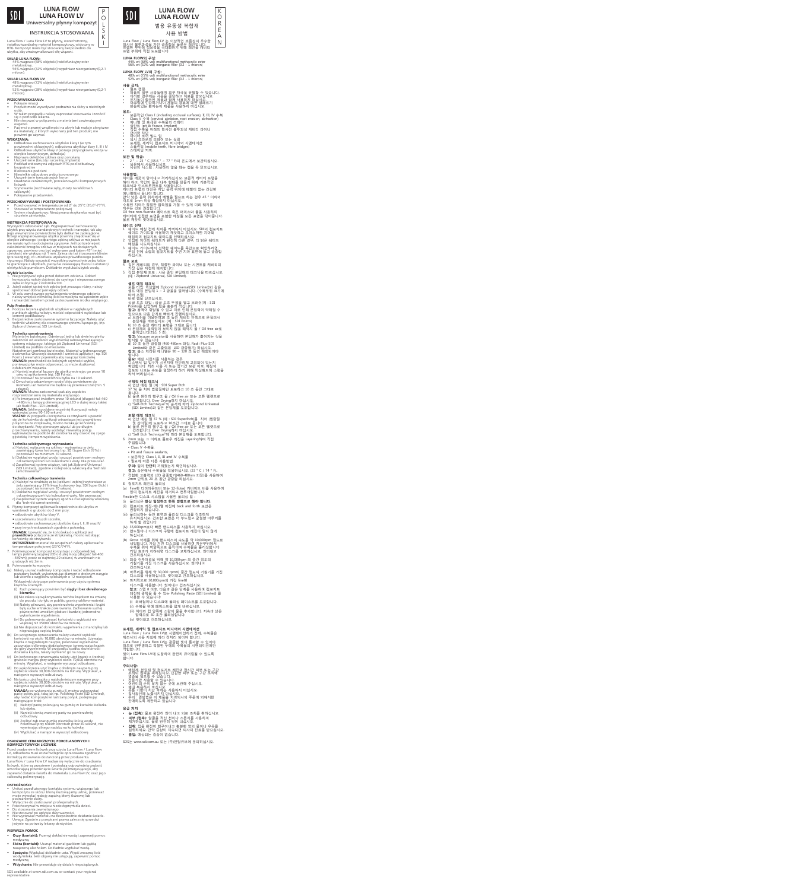# LUNA FLOW
# LUNA FLOW LV

Uniwersalny płynny kompozyt

## INSTRUKCJA STOSOWANIA

Luna Flow / Luna Flow LV to płynny, wszechstronny, światłoutwardzalny materiał kompozytowy, widoczny w RTG. Kompozyt może być stosowany bezpośrednio do ubytku, aby zmaksymalizować siłę wiązania.

**SKŁAD LUNA FLOW:**
44% wagowo (68% objętości) wielofunkcyjny ester metakrylowy.
56% wagowo (32% objętości) wypełniacz nieorganiczny (0,2-1 mikron).

**SKŁAD LUNA FLOW LV:**
48% wagowo (72% objętości) wielofunkcyjny ester metakrylowy.
52% wagowo (28% objętości) wypełniacz nieorganiczny (0,2-1 mikron).

**PRZECIWWSKAZANIA:**
- Pokrycie miazgi.
- Produkt może wywoływać podrażnienia skóry u niektórych osób.
- W takim przypadku należy zaprzestać stosowania i zwrócić się o pomoc do lekarza.
- Nie stosować w połączeniu z materiałami zawierającymi eugenol.
- Pacjenci o znanej wrażliwości na akryle lub reakcje alergiczne na materiały, z których wykonany jest ten produkt, nie powinni go używać.

**WSKAZANIA:**
- Odbudowa zachowawcze ubytków klasy I (w tym powierzchni okluzyjnych), odbudowa ubytków klasy II, III i IV
- Odbudowa ubytków klasy V (abrazja przyszyjkowa, erozja w obrębie korzeniowym, abfrakcja)
- Naprawa defektów szkliwa oraz porcelany
- Uszczelnianie (bruzdy i szczeliny, implanty)
- Podkład widoczny na zdjęciach RTG pod odbudowy bezpośrednie
- Blokowanie podcieni
- Niewielkie odbudowy zrębu koronowego
- Uszczelnianie tymczasowych koron
- Osadzanie ceramicznych, porcelanowych i kompozytowych licówek
- Szynowanie (ruchliwe zęby, mosty na włóknach szklanych)
- Pokrywanie przebarwień.

**PRZECHOWYWANIE I POSTĘPOWANIE:**
- Przechowywać w temperaturze od 2° do 25°C (35,6°-77°F).
- Stosować w temperaturze pokojowej.
- System strzykawkowy: Nieużywana strzykawka musi być szczelnie zamknięta.

**INSTRUKCJA POSTĘPOWANIA:**
Wyczyścić i odizolować ząb. Wypreparować zachowawczy ubytek przy użyciu standardowych technik i narzędzi, tak aby jego wewnętrzne powierzchnie były delikatnie zaokrąglone. Brzegi wypreparowanego ubytku powinny znajdować się w obrębie zdrowego i podpartego zębiną szkliwa w miejscach nie narażonych na obciążenia zgryzowe. Jeśli potrzebne jest zukośnienie brzegów szkliwa w miejscach nieobciążonych zgryzowo, powinno ono być wykonane pod kątem 45° i mieć szerokość nie większą niż 1 mm. Zaleca się też stosowanie klinów (pre-wedging), co umożliwia uzyskanie prawidłowego punktu stycznego. Należy wyczyścić wszystkie powierzchnie zęba, także te graniczące z ubytkiem, pastą nie zawierającą fluoru i substancji oleistych lub pumeksem. Dokładnie wypłukać ubytek wodą.

**Wybór kolorów**
1. Nie przesuszać zęba przed doborem odcienia. Odcień kompozytu należy dobierać do czystego i nieprzesuszonego zęba korzystając z kolornika SDI.
2. Jeżeli odcień sąsiednich zębów jest znacząco różny, należy ponownie dobrać jaśniejszy odcień.
3. W celu ostatecznego potwierdzenia wybranego odcienia należy umieścić niewielką ilość kompozytu na sąsiednim zębie i utwardzić światłem przed zastosowaniem środka wiążącego.

**Pulp Protection**
4. Podczas leczenia głębokich ubytków w najgłębszych punktach ubytku należy zastosować odpowiedni wyściełacz lub cement podkładowy.
5. Bezpośrednie zastosowanie systemu łączącego: Należy użyć techniki właściwej dla stosowanego systemu łączącego, (np. Zipbond Universal, SDI Limited).

**Technika samotrawienna**
Materiał w buteleczce: Odmierzyć jedną lub dwie krople (w zależności od wielkości wypełnienia) samotrawiącego systemu wiążącego, takiego jak Zipbond Universal (SDI Limited) na podkładkę do mieszania.
Natychmiast zamknąć buteleczkę. Materiał w jednorazowym dozowniku: Otworzyć dozownik i umieścić aplikator (np. SDI Points) wewnątrz pojemnika aby nasączyć końcówkę.
**UWAGA:** przechodzić do kolejnych czynności szybko, ponieważ płyn może wyparować, co może skutkować osłabieniem wiązania.
a) Nanieść materiał łączący do ubytku wcierając go przez 10 sekund aplikatorem (np. SDI Points).
b) Pozostawić na powierzchni ubytku na 10 sekund.
c) Delikatnie rozdmuchać wolnym od wody/oleju powietrzem do momentu aż materiał nie będzie się przemieszczał (min. 5 sekund).
**UWAGA:** Można zastosować ssak aby zapobiec rozpryskiwaniu się materiału wiążącego.
d) Polimeryzować światłem przez 10 sekund (długość fali 460 - 480nm z lampą polimeryzacyjną LED o dużej mocy takiej jak Radii Plus - SDI Limited).
**UWAGA:** Szkliwo poddane wcześniej fluoryzacji należy wytrawiać przez 90-120 sekund.
**WAŻNE:** W przypadku korzystania ze strzykawki upewnić się, że końcówka do aplikacji jest prawidłowo połączona ze strzykawką, mocno wciskając końcówkę do strzykawki. Przy pierwszym użyciu lub po długim przechowywaniu, należy wydobyć niewielką porcję wytrawiacza na podkład do zarabiania aby zapoznać się z jego gęstością i tempem wyciskania.

**Technika selektywnego wytrawiania**
a) Nałożyć, wyłącznie na szkliwo - wytrawiacz w żelu zawierającym kwas fosforowy (np. SDI Super Etch 37%) i pozostawić na minimum 10 sekund.
b) Dokładnie wypłukać wodą i osuszyć powietrzem wolnym od zanieczyszczeń lub kulkiem/wacikiem z waty. Nie przesuszać.
c) Zaaplikować system wiązący, taki jak Zipbond Universal (SDI Limited), zgodnie z kolejnością właściwą dla 'techniki samotrawienia'.

**Technika całkowitego trawienia**
a) Nałożyć na struktury zęba (szkliwo i zębinę) wytrawiacz w żelu zawierający 37% kwas fosforowy (np. SDI Super Etch) i pozostawić na minimum 10 sekund.
b) Dokładnie wypłukać wodą i osuszyć powietrzem wolnym od zanieczyszczeń lub kulkiem/wacikiem z waty. Nie przesuszać.
c) Zaaplikować system wiązący zgodnie z kolejnością właściwą dla 'techniki samotrawienia'.

6. Płynny kompozyt aplikować bezpośrednio do ubytku w warstwach o grubości do 2 mm przy:
   - odbudowie ubytków klasy V,
   - uszczelnianiu bruzd i szczelin,
   - odbudowie zachowawczej ubytków klasy I, II, III oraz IV
   - przy innych wskazaniach zgodnie z potrzebą.

   **UWAGA:** Upewnić się, że końcówka do aplikacji jest **prawidłowo** połączona ze strzykawką, mocno wciskając końcówkę do strzykawki.
   **OSTRZEŻENIE:** materiał do uzupełnień należy aplikować w temperaturze pokojowej (23°C/74°F).
7. Polimeryzować kompozyt korzystając z odpowiedniej lampy polimeryzacyjnej LED o dużej mocy (długość fali 460 - 480nm), przez co najmniej 20 sekund, w warstwach nie grubszych niż 2mm.
8. Polerowanie kompozytu:
   (a) Należy usunąć nadmiary kompozytu i nadać odbudowie pożądany kształt, wykorzystując diament o drobnym nasypie lub wiertło z węglików spiekanych o 12 nacięciach.
   Wskazówki dotyczące polerowania przy użyciu systemu krążków ściernych:
   (i) Ruch polerujący powinien być **ciągły i bez określonego kierunku.**
   (ii) Nie należy wykonywania ruchów krążkiem na zmianę do przodu i do tyłu w pobliżu granicy szkliwo-materiał.
   (iii) Należy pilnować, aby powierzchnia wypełnienia i krążki były suche w trakcie polerowania. Zachowanie suchej powierzchni zapewnia gładsze i bardziej jednorodne wykończenie wypełnienia.
   (iv) Do polerowania używać końcówki o szybkości nie większej niż 35'000 obrotów na minutę.
   (v) Nie dopuszczać do kontaktu wypełnienia z mandrylką lub niepolerującą częścią krążka.
   (b) Do wstępnego opracowania należy ustawić szybkość końcówki na około 10,000 obrotów na minutę. Używając krążka o najgrubszym nasypie, polerować wypełnienie zaczynając od brzegu dodziąsłowego i przesuwając się do góry wypełnienia. W przypadku spadku skuteczności działania krążka, należy wymienić go na nowy.
   (c) Do końcowego opracowania należy użyć krążek o średniej grubości nasypu przy szybkości około 10,000 obrotów na minutę. Wypłukać, a następnie wysuszyć odbudowę.
   (d) Do wykończenia użyć krążka z drobnym nasypem przy szybkości około 30,000 obrotów na minutę. Wypłukać, a następnie wysuszyć odbudowę.
   (e) Na koniec użyć krążka z najdrobniejszym nasypem przy szybkości około 30,000 obrotów na minutę. Wypłukać, a następnie wysuszyć odbudowę.
   **UWAGA:** po wykonaniu punktu 8, można wykorzystać pastę polerującą, taką jak np. Polishing Paste (SDI Limited), aby nadać kompozytowi lustrzany połysk, podejmując następujące kroki:
   (i) Nałożyć pastę polerującą na gumkę w kształcie kieliszka lub dysku.
   (ii) Nanieść cienką warstwę pasty na powierzchnię odbudowy.
   (iii) Zwilżyć ząb oraz gumkę niewielką ilością wody. Polerować przy niskich obrotach przez 30 sekund, nie wywierając silnego nacisku na końcówkę.
   (iv) Wypłukać, a następnie wysuszyć odbudowę.

**OSADZANIE CERAMICZNYCH, PORCELANOWYCH I KOMPOZYTOWYCH LICÓWEK**
Przed osadzeniem licówek przy użyciu Luna Flow / Luna Flow LV, odbudowa musi zostać wstępnie opracowana zgodnie z instrukcją stosowania dostarczoną przez producenta. Luna Flow / Luna Flow LV nadaje się wyłącznie do osadzania licówek, które są prześwitujące i posiadają odpowiednią grubość umożliwiającą przenikanie światła polimeryzacyjnego, aby zapewnić dotarcie światła do materiału Luna Flow LV, oraz jego całkowitą polimeryzację.

**OSTROŻNOŚCI:**
- Unikać przedłużonego kontaktu systemu wiążącego lub kompozytu ze skórą i błoną śluzową jamy ustnej, ponieważ może wywołać reakcje zapalną błony śluzowej lub podrażnienie skóry.
- Wyłącznie do zastosowań profesjonalnych.
- Przechowywać w miejscu niedostępnym dla dzieci.
- Do stosowania zewnętrznego.
- Nie stosować po upływie daty ważności.
- Nie wystawiać materiału na bezpośrednie działanie światła.
- Uwaga: Zgodnie z przepisami prawa zaleca się sprzedaż jedynie na polecenie lekarzy dentystów.

**PIERWSZA POMOC**
- **Oczy (kontakt):** Przemyć dokładnie wodą i zapewnić pomoc medyczną.
- **Skóra (kontakt):** Usunąć materiał gazikiem lub gąbką nasączoną alkoholem. Dokładnie wypłukać wodą.
- **Spożycie:** Wypłukać dokładnie usta. Wypić znaczną ilość wody/mleka. Jeśli objawy nie ustępują, zapewnić pomoc medyczną.
- **Wdychanie:** Nie przewiduje się działań niepożądanych.

SDS available at www.sdi.com.au or contact your regional representative.

# LUNA FLOW
# LUNA FLOW LV

범용 유동성 복합재

## 사용 방법

Luna Flow / Luna Flow LV 는 이상적인 흐름성의 우수한 방사선 불투과성을 가진 광중합형 플로우 레진입니다. 조절된 흐름성 덕분에 캐비티 표면 부위에 직접 도포합니다.

**LUNA FLOW의 구성:**
44% wt (68% vol) multifunctional methacrylic ester
56% wt (32% vol) inorganic filler (0.2 - 1 micron)

**LUNA FLOW LV의 구성:**
48% wt (72% vol) multifunctional methacrylic ester
52% wt (28% vol) inorganic filler (0.2 - 1 micron)

**사용 금지:**
- 펄프 캡핑.
- 제품이 일부 사용자에게 피부 자극을 유발할 수 있습니다.
- 이러한 경우에는 사용을 중단하고 치료를 받으십시오.
- 유지놀이 함유된 제품과 함께 사용하지 마십시오.
- 아크릴에 민감하거나 이 제품의 재료에 대한 알레르기 반응이 있는 환자는 이 제품을 사용하지 마십시오.

**용도:**
- 보존적인 Class I (including occlusal surfaces), II, III, IV 수복
- Class V 수복 (cervical abrasion, root erosion, abfraction)
- 에나멜 및 포세린 수복물의 리페어
- 실란트 (pit & fissure, implant)
- 직접 수복을 위한 방사선 불투과성 캐비티 라이너
- 언더컷 차단
- 마이너 코어 빌드 업
- 임시 크라운의 리페어 또는 실링
- 포세린, 세라믹, 컴포지트 비니어의 시멘테이션
- 스플린팅 (mobile teeth, fibre bridges)
- 스테이닝 커버.

**보관 및 취급:**
- 2 ° ~ 25 ° C (35.6 ° ~ 77 ° F)의 온도에서 보관하십시오.
- 실온에서 사용하십시오.
- 시린지 시스템 : 사용하지 않을 때는 캡을 꼭 닫으십시오.

**사용방법:**
치아를 깨끗이 닦아내고 격리하십시오. 보존적 캐비티 프렙을 해야 하고, 약간의 둥근 내부 형태를 만들기 위해 기본적인 테크닉과 인스트루먼트를 사용합니다. 캐비티 프렙의 마진은 직접 음력 위치에 베벨이 없는 건강한 에나멜에서 끝나야 합니다. 만약 낮은 음력 위치에서 베벨을 필요로 하는 경우 45 °이하의 각도로 1mm 이상 확장하지 마십시오. 수평된 치아가 적절한 접촉점을 가질 수 있게 미리 웨지를 끼우는 것도 권장합니다. Oil free non-fluoride 페이스트 혹은 퍼미스와 물을 사용하여 캐비티의 인접한 표면을 포함한 에나멜 및 모든 표면을 닦아줍니다. 물로 깨끗이 씻어내십시오.

**쉐이드 선택**
1. 쉐이드 매칭 전에 치아를 건조하지 마십시오. SDI의 컴포지트 쉐이드 가이드를 사용하여 깨끗하고 건조시키지 않은 치아와 매칭하여 컴포지트 쉐이드를 선택하십시오.
2. 인접한 치아의 쉐이드가 완전히 다른 경우, 더 밝은 쉐이드 매칭을 시도하십시오.
3. 쉐이드 가이드에서 선택한 쉐이드를 육안으로 확인하려면, 본딩 전에 소량의 컴포지트를 주변 치아 표면에 놓고 광중합 하십시오.

**펄프 보호**
4. 깊은 캐비티의 경우, 적절한 라이너 또는 시멘트를 캐비티의 가장 깊은 지점에 배치합니다.
5. 직접 본딩제 도포 : 사용 중인 본딩제의 테크닉을 따르십시오. (예 : Zipbond Universal, SDI Limited).

**셀프 에칭 테크닉**
보틀 타입: 믹싱웰에 Zipbond Universal(SDI Limited)와 같은 셀프 에칭 본딩제 1 ~ 2 방울을 떨어뜨립니다. (수복부위 크기에 따라 조절)
바로 캡을 닫으십시오.
싱글 도즈 타입 : 싱글 도즈 무엽을 열고 브러쉬(예 : SDI Points)를 삽입하여 팁을 충분히 적십니다.
**참고:** 용액이 휘발될 수 있고 이로 인해 본딩력이 약해질 수 있으므로 다음 단계로 빠르게 진행하십시오.
a) 브러쉬를 이용하여 10 초 동안 캐비티 안쪽으로 문질러서 본딩제를 바르십시오. (예 : SDI Points)
b) 10 초 동안 캐비티 표면을 그대로 둡니다.
c) 본딩제의 움직임이 보이지 않을 때까지 물 / Oil free air로 불어냅니다 (최소 5 초).
**참고:** Vacuum aspirator를 사용하여 본딩제가 흩어지는 것을 방지할 수 있습니다.
d) 10 초 동안 광중합 (460-480nm 파장, Radii Plus-SDI Limited와 같은 고출력의 LED 광중합기) 하십시오.
**참고:** 불소 처리된 에나멜은 90 ~ 120 초 동안 에칭되어야 합니다.
**중요:** 에칭 시린지를 사용하는 경우 디스펜서 팁 입구가 시린지에 단단하게 고정되어 있는지 확인합니다. 최초 사용 시 또는 장기간 보관 이후, 에칭의 점도와 나오는 속도를 일정하게 하기 위해 믹싱패드에 소량을 짜서 버리십시오.

**선택적 에칭 테크닉**
a) 인산 에칭 젤 (예 : SDI Super Etch 37 %) 을 치아 법랑질에만 도포하고 10 초 동안 그대로 둡니다.
b) 물로 완전히 헹구고 물 / Oil free air 또는 코튼 펠렛으로 건조합니다. Over Drying하지 마십시오.
c) "Self-Etch Technique"의 순서에 따라 Zipbond Universal (SDI Limited)과 같은 본딩제를 도포합니다.

**토탈 에칭 테크닉**
a) 인산 에칭 젤 37 % (예 : SDI SuperEtch)를 치아 (법랑질 및 상아질)에 도포하고 10초간 그대로 둡니다.
b) 물로 완전히 헹구고 물 / Oil free air 또는 코튼 펠렛으로 건조합니다. Over Drying하지 마십시오.
c) "Self Etch Technique"에 따라 본딩제를 도포합니다.

6. 2mm 또는 그 이하로 플로우 레진을 Layering하여 직접 주입합니다:
   - Class V 수복물,
   - Pit and fissure sealants,
   - 보존적인 Class I, II, III and IV 수복물
   - 필요에 따른 다른 사용방법.

   **주의:** 팁이 **단단히** 끼워졌는지 확인하십시오.
   **경고:** 실온에서 수복물을 적용하십시오. (23 ° C / 74 ° F).
7. 적절한 고출력의 LED 광중합기(460-480nm 파장)를 사용하여 2mm 단위로 20 초 동안 광중합 하십시오.
8. 컴포지트 레진의 폴리싱
   (a) Fine한 다이아몬드버 또는 12-fluted 카바이드 버를 사용하여 잉여 컴포지트 레진을 제거하고 컨투어링합니다.
   Flexible한 디스크 시스템을 사용한 폴리싱 팁 :
   (i) 폴리싱은 **항상 일정하고 한쪽 방향으로 해야 합니다**.
   (ii) 컴포지트 레진-에나멜 마진에 back and forth 모션은 권장하지 않습니다.
   (iii) 폴리싱하는 동안 표면과 디스크를 건조하게 유지하십시오. 건조한 표면은 더 부드럽고 균일한 마무리를 하게 할 것입니다.
   (iv) 35,000rpm보다 빠른 핸드피스를 사용하지 마십시오.
   (v) 맨드릴이나 디스크의 구멍에 컴포지트 레진이 닿지 않게 하십시오.
   (b) Gross 삭제를 위해 핸드피스의 속도를 약 10,000rpm 정도로 세팅합니다. 가장 거친 디스크를 사용하여 치은부위에서 수복물 위의 해갈쪽으로 움직여며 수복물을 폴리싱합니다. 커팅 효과가 저하되면 디스크를 교체하십시오. 씻어내고 건조하십시오.
   (c) 최종 컨투어링을 위해 약 10,000rpm 의 중간 정도의 거칠기를 가진 디스크를 사용하십시오. 씻어내고 건조하십시오.
   (d) 마무리를 위해 약 30,000 rpm의 중간 정도의 거칠기를 가진 디스크를 사용하십시오. 씻어내고 건조하십시오.
   (e) 마지막으로 30,000rpm의 가장 Fine한 디스크를 사용합니다. 씻어내고 건조하십시오.
   **참고:** 스텝 8 이후, 다음과 같은 단계를 사용하여 컴포지트 레진에 광택을 줄 수 있는 Polishing Paste (SDI Limited) 를 사용할 수 있습니다:
   (i) 러버컵이나 디스크에 폴리싱 페이스트를 도포합니다.
   (ii) 수복물 위에 페이스트를 얇게 바르십시오.
   (iii) 치아와 컵 양쪽에 소량의 물을 추가합니다. 저속과 낮은 압력으로 30 초간 폴리싱합니다.
   (iv) 씻어내고 건조하십시오.

**포세린, 세라믹 및 컴포지트 비니어의 시멘테이션**
Luna Flow / Luna Flow LV로 시멘테이션하기 전에, 수복물은 제조사의 사용 지침에 따라 전처리 되어야 합니다.
Luna Flow / Luna Flow LV는 광중합 빛이 통과할 수 있도록 하프로 반투명하고 적절한 두께의 수복물의 시멘테이션에만 적합합니다.
빛이 Luna Flow LV에 도달하여 완전히 큐어링될 수 있도록 합니다.

**주의사항:**
- 본딩제 및 컴포지트 레진이 장시간 피부 또는 구강 조직의 점막과 접촉하지 않도록 하십시오. 점막의 염증 또는 피부 자극을 일으킬 수 있습니다.
- 전문가만 사용할 수 있습니다.
- 어린이의 손이 닿지 않는 곳에 보관해 주십시오.
- 치과용으로만 사용하십시오.
- 유통 기한이 지난 경우에는 사용하지 마십시오.
- 직사광선에 노출시키지 마십시오.
- 주의 : 연방법은 이 제품을 치과의사의 주문에 의해서만 판매하도록 제한하고 있습니다.

**응급 처치**
- **눈 (접촉):** 물로 완전히 씻어 내고 의료 조치를 취하십시오.
- **피부 (접촉):** 알콜을 적신 천이나 스폰지를 사용하여 제거하십시오. 물로 완전히 씻어 내십시오.
- **섭취:** 입을 완전히 헹구어내고 충분한 양의 물이나 우유를 섭취하세요. 만약 증상이 지속되면 의사의 진료를 받으십시오.
- **흡입:** 예상되는 증상이 없습니다.

SDS는 www.sdi.com.au 또는 (주)덴탈퓨쳐에 문의하십시오.